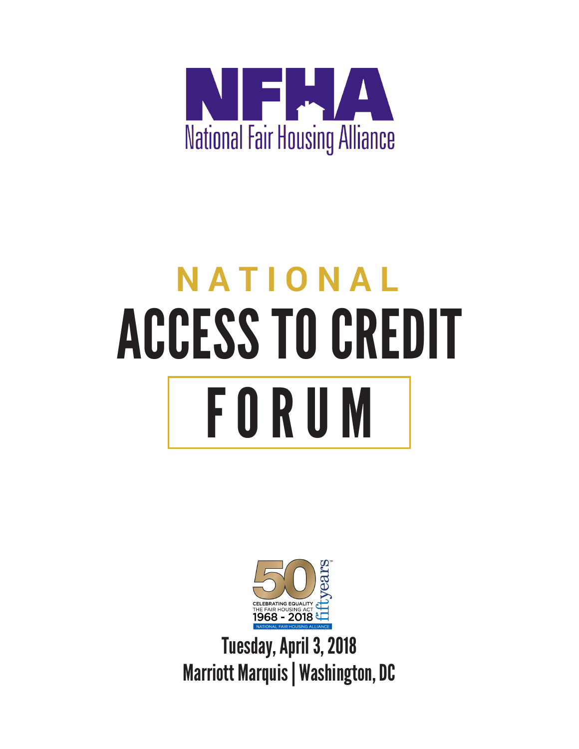# NFHA

National Fair Housing Alliance

# NATIONAL ACCESS TO CREDIT FORUM

50 fiftyyears™

CELEBRATING EQUALITY
THE FAIR HOUSING ACT
1968 - 2018
NATIONAL FAIR HOUSING ALLIANCE

Tuesday, April 3, 2018

Marriott Marquis | Washington, DC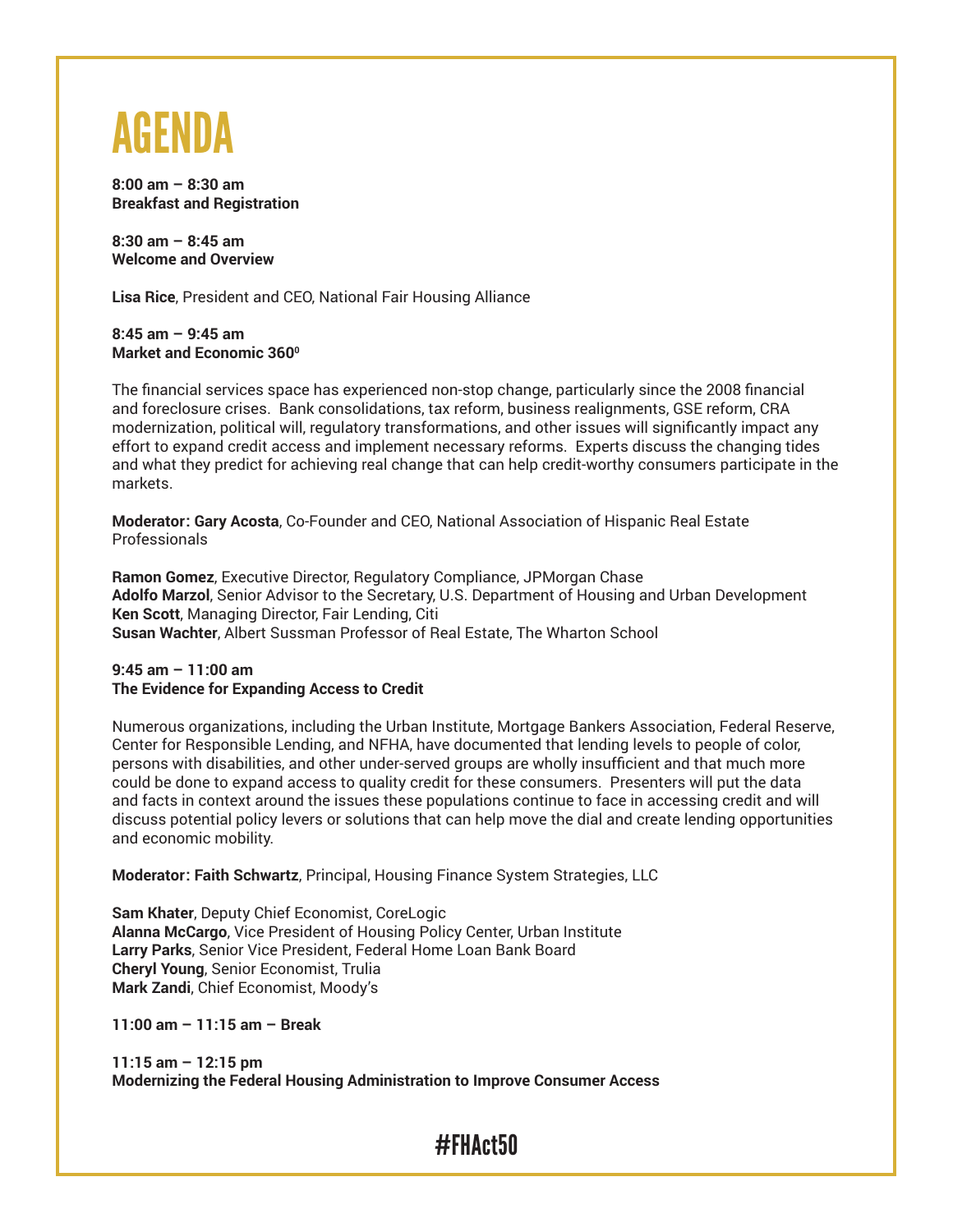# AGENDA

**8:00 am – 8:30 am**
**Breakfast and Registration**

**8:30 am – 8:45 am**
**Welcome and Overview**

**Lisa Rice**, President and CEO, National Fair Housing Alliance

**8:45 am – 9:45 am**
**Market and Economic 360°**

The financial services space has experienced non-stop change, particularly since the 2008 financial and foreclosure crises. Bank consolidations, tax reform, business realignments, GSE reform, CRA modernization, political will, regulatory transformations, and other issues will significantly impact any effort to expand credit access and implement necessary reforms. Experts discuss the changing tides and what they predict for achieving real change that can help credit-worthy consumers participate in the markets.

**Moderator: Gary Acosta**, Co-Founder and CEO, National Association of Hispanic Real Estate Professionals

**Ramon Gomez**, Executive Director, Regulatory Compliance, JPMorgan Chase
**Adolfo Marzol**, Senior Advisor to the Secretary, U.S. Department of Housing and Urban Development
**Ken Scott**, Managing Director, Fair Lending, Citi
**Susan Wachter**, Albert Sussman Professor of Real Estate, The Wharton School

**9:45 am – 11:00 am**
**The Evidence for Expanding Access to Credit**

Numerous organizations, including the Urban Institute, Mortgage Bankers Association, Federal Reserve, Center for Responsible Lending, and NFHA, have documented that lending levels to people of color, persons with disabilities, and other under-served groups are wholly insufficient and that much more could be done to expand access to quality credit for these consumers. Presenters will put the data and facts in context around the issues these populations continue to face in accessing credit and will discuss potential policy levers or solutions that can help move the dial and create lending opportunities and economic mobility.

**Moderator: Faith Schwartz**, Principal, Housing Finance System Strategies, LLC

**Sam Khater**, Deputy Chief Economist, CoreLogic
**Alanna McCargo**, Vice President of Housing Policy Center, Urban Institute
**Larry Parks**, Senior Vice President, Federal Home Loan Bank Board
**Cheryl Young**, Senior Economist, Trulia
**Mark Zandi**, Chief Economist, Moody's

**11:00 am – 11:15 am – Break**

**11:15 am – 12:15 pm**
**Modernizing the Federal Housing Administration to Improve Consumer Access**

#FHAct50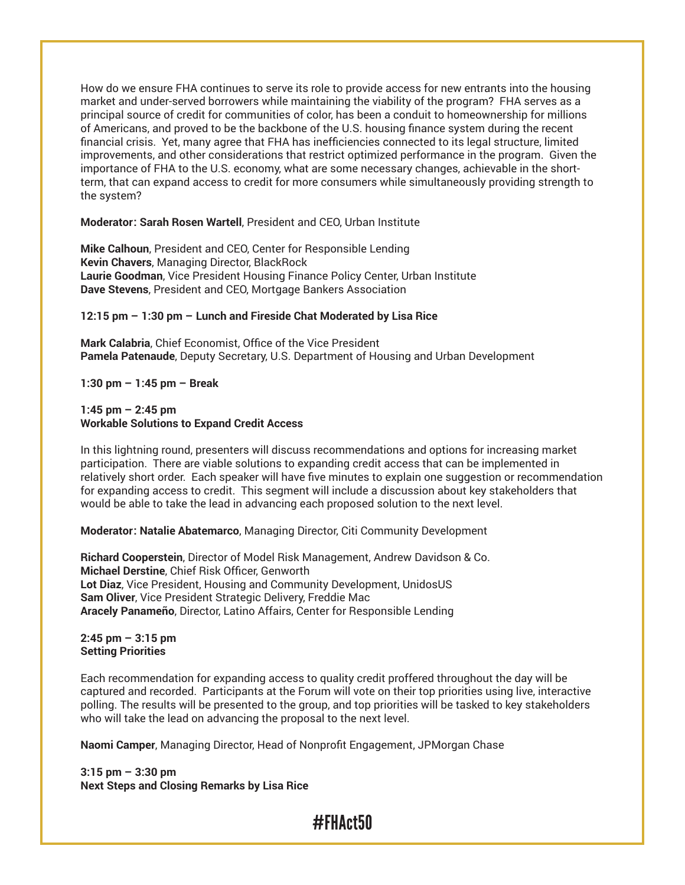How do we ensure FHA continues to serve its role to provide access for new entrants into the housing market and under-served borrowers while maintaining the viability of the program? FHA serves as a principal source of credit for communities of color, has been a conduit to homeownership for millions of Americans, and proved to be the backbone of the U.S. housing finance system during the recent financial crisis. Yet, many agree that FHA has inefficiencies connected to its legal structure, limited improvements, and other considerations that restrict optimized performance in the program. Given the importance of FHA to the U.S. economy, what are some necessary changes, achievable in the short-term, that can expand access to credit for more consumers while simultaneously providing strength to the system?

**Moderator: Sarah Rosen Wartell**, President and CEO, Urban Institute

**Mike Calhoun**, President and CEO, Center for Responsible Lending
**Kevin Chavers**, Managing Director, BlackRock
**Laurie Goodman**, Vice President Housing Finance Policy Center, Urban Institute
**Dave Stevens**, President and CEO, Mortgage Bankers Association

**12:15 pm – 1:30 pm – Lunch and Fireside Chat Moderated by Lisa Rice**

**Mark Calabria**, Chief Economist, Office of the Vice President
**Pamela Patenaude**, Deputy Secretary, U.S. Department of Housing and Urban Development

**1:30 pm – 1:45 pm – Break**

**1:45 pm – 2:45 pm**
**Workable Solutions to Expand Credit Access**

In this lightning round, presenters will discuss recommendations and options for increasing market participation. There are viable solutions to expanding credit access that can be implemented in relatively short order. Each speaker will have five minutes to explain one suggestion or recommendation for expanding access to credit. This segment will include a discussion about key stakeholders that would be able to take the lead in advancing each proposed solution to the next level.

**Moderator: Natalie Abatemarco**, Managing Director, Citi Community Development

**Richard Cooperstein**, Director of Model Risk Management, Andrew Davidson & Co.
**Michael Derstine**, Chief Risk Officer, Genworth
**Lot Diaz**, Vice President, Housing and Community Development, UnidosUS
**Sam Oliver**, Vice President Strategic Delivery, Freddie Mac
**Aracely Panameño**, Director, Latino Affairs, Center for Responsible Lending

**2:45 pm – 3:15 pm**
**Setting Priorities**

Each recommendation for expanding access to quality credit proffered throughout the day will be captured and recorded. Participants at the Forum will vote on their top priorities using live, interactive polling. The results will be presented to the group, and top priorities will be tasked to key stakeholders who will take the lead on advancing the proposal to the next level.

**Naomi Camper**, Managing Director, Head of Nonprofit Engagement, JPMorgan Chase

**3:15 pm – 3:30 pm**
**Next Steps and Closing Remarks by Lisa Rice**

#FHAct50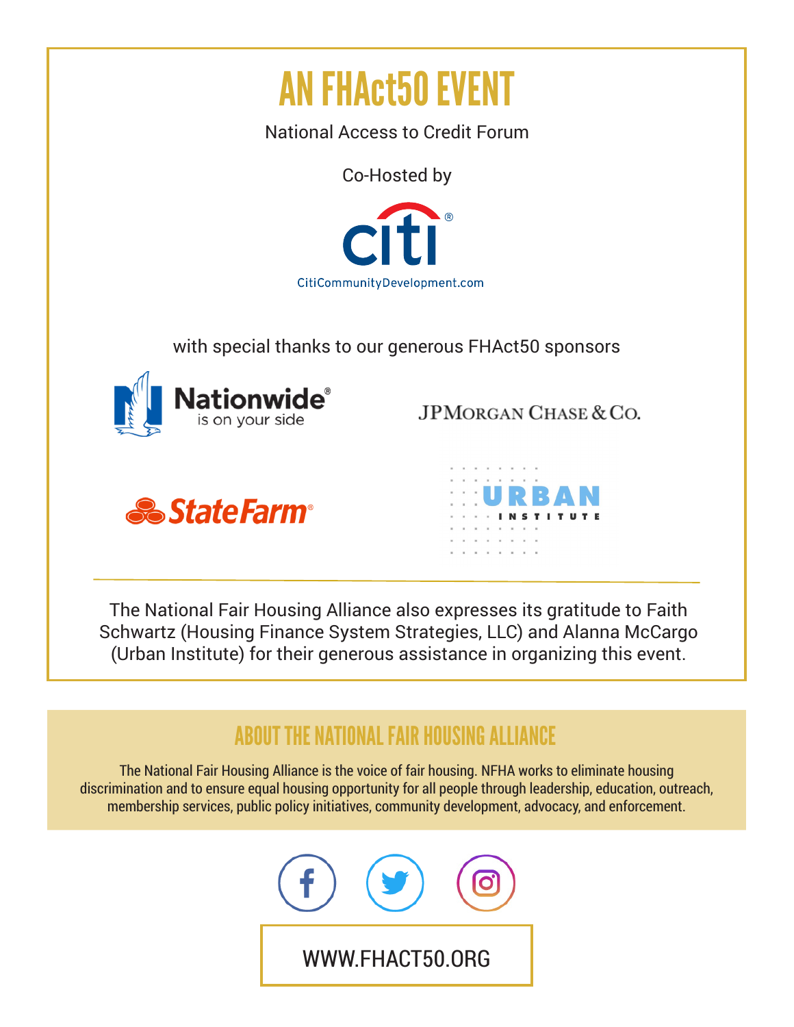# AN FHAct50 EVENT

National Access to Credit Forum

Co-Hosted by

citi

CitiCommunityDevelopment.com

with special thanks to our generous FHAct50 sponsors

Nationwide® is on your side

JPMorgan Chase & Co.

State Farm®

URBAN INSTITUTE

The National Fair Housing Alliance also expresses its gratitude to Faith Schwartz (Housing Finance System Strategies, LLC) and Alanna McCargo (Urban Institute) for their generous assistance in organizing this event.

## ABOUT THE NATIONAL FAIR HOUSING ALLIANCE

The National Fair Housing Alliance is the voice of fair housing. NFHA works to eliminate housing discrimination and to ensure equal housing opportunity for all people through leadership, education, outreach, membership services, public policy initiatives, community development, advocacy, and enforcement.

WWW.FHACT50.ORG